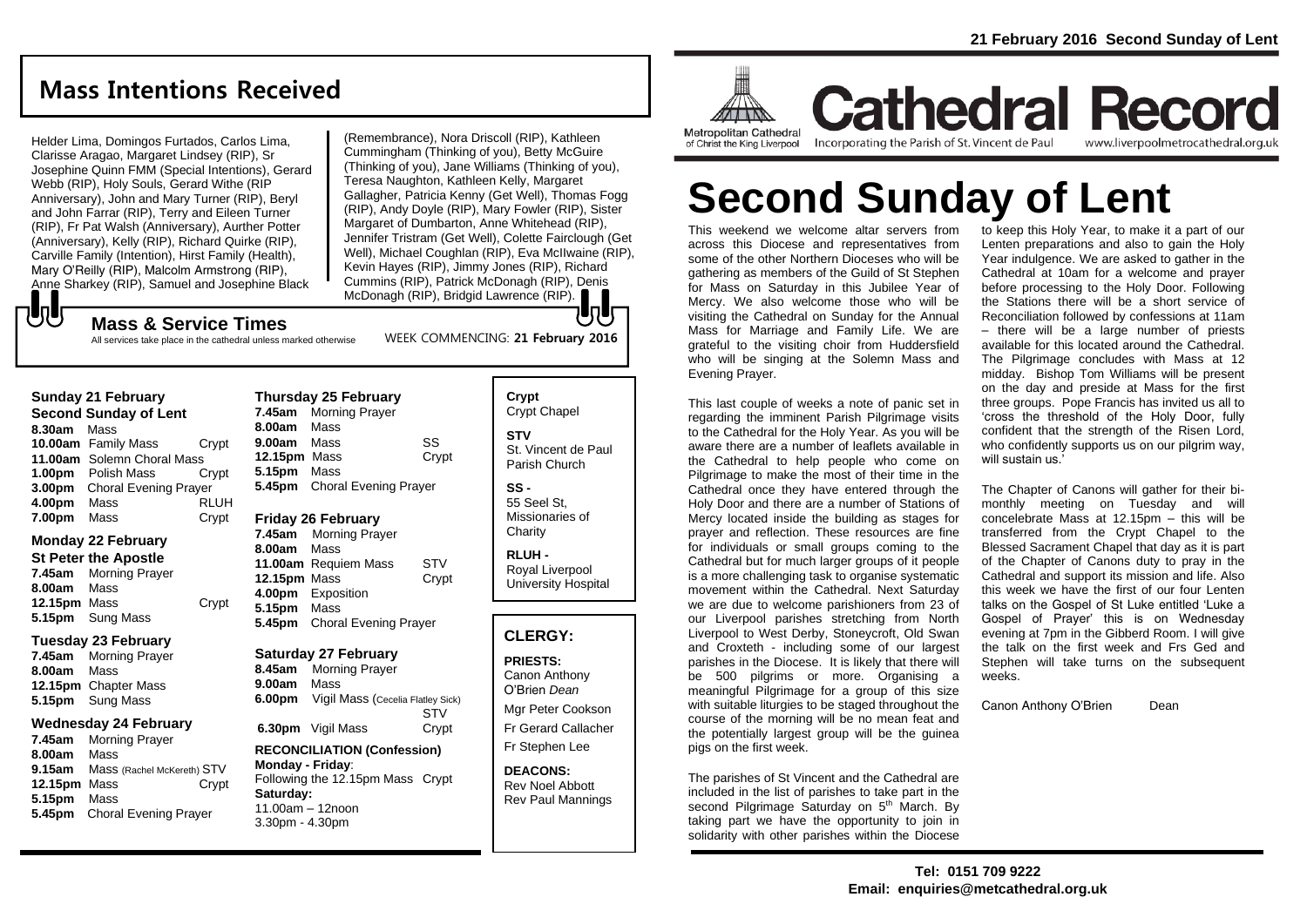# Mass Intentions Received

Helder Lima, Domingos Furtados, Carlos Lima, Clarisse Aragao, Margaret Lindsey (RIP), Sr Josephine Quinn FMM (Special Intentions), Gerard Webb (RIP), Holy Souls, Gerard Withe (RIP Anniversary), John and Mary Turner (RIP), Beryl and John Farrar (RIP), Terry and Eileen Turner (RIP), Fr Pat Walsh (Anniversary), Aurther Potter (Anniversary), Kelly (RIP), Richard Quirke (RIP), Carville Family (Intention), Hirst Family (Health), Mary O'Reilly (RIP), Malcolm Armstrong (RIP), Anne Sharkey (RIP), Samuel and Josephine Black (Remembrance), Nora Driscoll (RIP), Kathleen Cummingham (Thinking of you), Betty McGuire (Thinking of you), Jane Williams (Thinking of you), Teresa Naughton, Kathleen Kelly, Margaret Gallagher, Patricia Kenny (Get Well), Thomas Fogg (RIP), Andy Doyle (RIP), Mary Fowler (RIP), Sister Margaret of Dumbarton, Anne Whitehead (RIP), Jennifer Tristram (Get Well), Colette Fairclough (Get Well), Michael Coughlan (RIP), Eva McIlwaine (RIP), Kevin Hayes (RIP), Jimmy Jones (RIP), Richard Cummins (RIP), Patrick McDonagh (RIP), Denis McDonagh (RIP), Bridgid Lawrence (RIP).

## Mass & Service Times

All services take place in the cathedral unless marked otherwise

WEEK COMMENCING: **21 February 2016**

### Sunday 21 February
**Second Sunday of Lent**

| | | |
|---|---|---|
| **8.30am** | Mass | |
| **10.00am** | Family Mass | Crypt |
| **11.00am** | Solemn Choral Mass | |
| **1.00pm** | Polish Mass | Crypt |
| **3.00pm** | Choral Evening Prayer | |
| **4.00pm** | Mass | RLUH |
| **7.00pm** | Mass | Crypt |

### Monday 22 February
**St Peter the Apostle**

| | | |
|---|---|---|
| **7.45am** | Morning Prayer | |
| **8.00am** | Mass | |
| **12.15pm** | Mass | Crypt |
| **5.15pm** | Sung Mass | |

### Tuesday 23 February

| | | |
|---|---|---|
| **7.45am** | Morning Prayer | |
| **8.00am** | Mass | |
| **12.15pm** | Chapter Mass | |
| **5.15pm** | Sung Mass | |

### Wednesday 24 February

| | | |
|---|---|---|
| **7.45am** | Morning Prayer | |
| **8.00am** | Mass | |
| **9.15am** | Mass (Rachel McKereth) | STV |
| **12.15pm** | Mass | Crypt |
| **5.15pm** | Mass | |
| **5.45pm** | Choral Evening Prayer | |

### Thursday 25 February

| | | |
|---|---|---|
| **7.45am** | Morning Prayer | |
| **8.00am** | Mass | |
| **9.00am** | Mass | SS |
| **12.15pm** | Mass | Crypt |
| **5.15pm** | Mass | |
| **5.45pm** | Choral Evening Prayer | |

### Friday 26 February

| | | |
|---|---|---|
| **7.45am** | Morning Prayer | |
| **8.00am** | Mass | |
| **11.00am** | Requiem Mass | STV |
| **12.15pm** | Mass | Crypt |
| **4.00pm** | Exposition | |
| **5.15pm** | Mass | |
| **5.45pm** | Choral Evening Prayer | |

### Saturday 27 February

| | | |
|---|---|---|
| **8.45am** | Morning Prayer | |
| **9.00am** | Mass | |
| **6.00pm** | Vigil Mass (Cecelia Flatley Sick) | STV |
| **6.30pm** | Vigil Mass | Crypt |

**RECONCILIATION (Confession)**
**Monday - Friday**:
Following the 12.15pm Mass Crypt
**Saturday:**
11.00am – 12noon
3.30pm - 4.30pm

**Crypt**
Crypt Chapel

**STV**
St. Vincent de Paul Parish Church

**SS -**
55 Seel St, Missionaries of Charity

**RLUH -**
Royal Liverpool University Hospital

## CLERGY:

**PRIESTS:**
Canon Anthony O'Brien *Dean*
Mgr Peter Cookson
Fr Gerard Callacher
Fr Stephen Lee

**DEACONS:**
Rev Noel Abbott
Rev Paul Mannings

---

21 February 2016 Second Sunday of Lent

Metropolitan Cathedral of Christ the King Liverpool

# Cathedral Record

Incorporating the Parish of St. Vincent de Paul

www.liverpoolmetrocathedral.org.uk

# Second Sunday of Lent

This weekend we welcome altar servers from across this Diocese and representatives from some of the other Northern Dioceses who will be gathering as members of the Guild of St Stephen for Mass on Saturday in this Jubilee Year of Mercy. We also welcome those who will be visiting the Cathedral on Sunday for the Annual Mass for Marriage and Family Life. We are grateful to the visiting choir from Huddersfield who will be singing at the Solemn Mass and Evening Prayer.

This last couple of weeks a note of panic set in regarding the imminent Parish Pilgrimage visits to the Cathedral for the Holy Year. As you will be aware there are a number of leaflets available in the Cathedral to help people who come on Pilgrimage to make the most of their time in the Cathedral once they have entered through the Holy Door and there are a number of Stations of Mercy located inside the building as stages for prayer and reflection. These resources are fine for individuals or small groups coming to the Cathedral but for much larger groups of it people is a more challenging task to organise systematic movement within the Cathedral. Next Saturday we are due to welcome parishioners from 23 of our Liverpool parishes stretching from North Liverpool to West Derby, Stoneycroft, Old Swan and Croxteth - including some of our largest parishes in the Diocese. It is likely that there will be 500 pilgrims or more. Organising a meaningful Pilgrimage for a group of this size with suitable liturgies to be staged throughout the course of the morning will be no mean feat and the potentially largest group will be the guinea pigs on the first week.

The parishes of St Vincent and the Cathedral are included in the list of parishes to take part in the second Pilgrimage Saturday on 5th March. By taking part we have the opportunity to join in solidarity with other parishes within the Diocese to keep this Holy Year, to make it a part of our Lenten preparations and also to gain the Holy Year indulgence. We are asked to gather in the Cathedral at 10am for a welcome and prayer before processing to the Holy Door. Following the Stations there will be a short service of Reconciliation followed by confessions at 11am – there will be a large number of priests available for this located around the Cathedral. The Pilgrimage concludes with Mass at 12 midday. Bishop Tom Williams will be present on the day and preside at Mass for the first three groups. Pope Francis has invited us all to 'cross the threshold of the Holy Door, fully confident that the strength of the Risen Lord, who confidently supports us on our pilgrim way, will sustain us.'

The Chapter of Canons will gather for their bi-monthly meeting on Tuesday and will concelebrate Mass at 12.15pm – this will be transferred from the Crypt Chapel to the Blessed Sacrament Chapel that day as it is part of the Chapter of Canons duty to pray in the Cathedral and support its mission and life. Also this week we have the first of our four Lenten talks on the Gospel of St Luke entitled 'Luke a Gospel of Prayer' this is on Wednesday evening at 7pm in the Gibberd Room. I will give the talk on the first week and Frs Ged and Stephen will take turns on the subsequent weeks.

Canon Anthony O'Brien Dean

**Tel: 0151 709 9222**
**Email: enquiries@metcathedral.org.uk**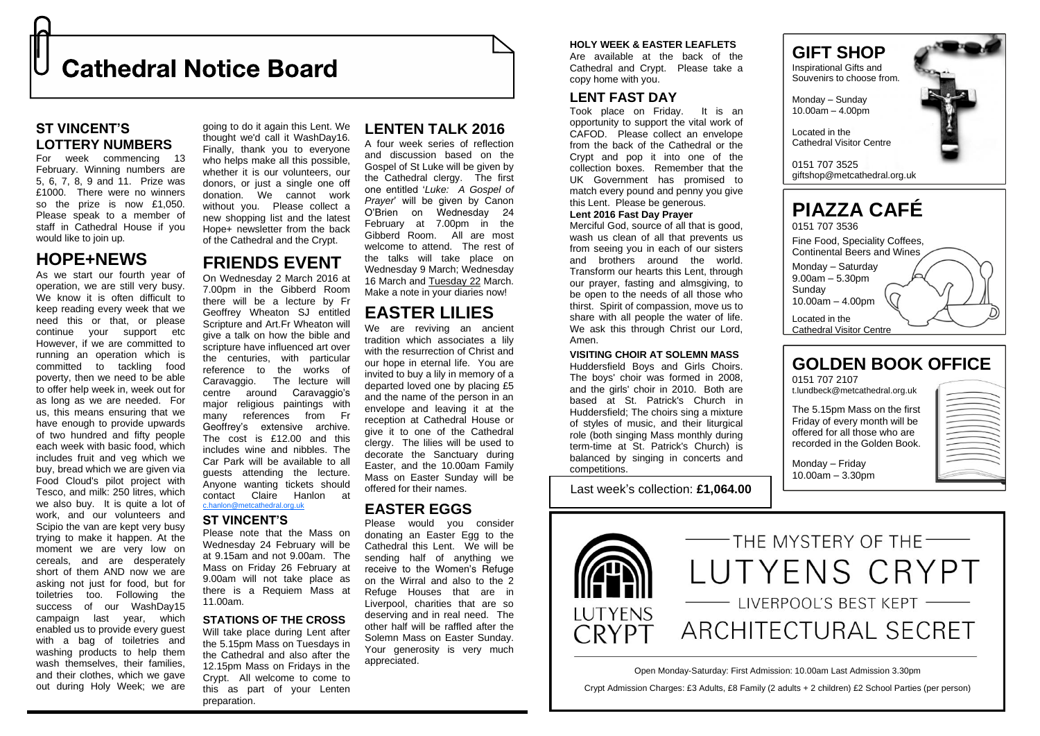# Cathedral Notice Board

## ST VINCENT'S LOTTERY NUMBERS

For week commencing 13 February. Winning numbers are 5, 6, 7, 8, 9 and 11. Prize was £1000. There were no winners so the prize is now £1,050. Please speak to a member of staff in Cathedral House if you would like to join up.

## HOPE+NEWS

As we start our fourth year of operation, we are still very busy. We know it is often difficult to keep reading every week that we need this or that, or please continue your support etc However, if we are committed to running an operation which is committed to tackling food poverty, then we need to be able to offer help week in, week out for as long as we are needed. For us, this means ensuring that we have enough to provide upwards of two hundred and fifty people each week with basic food, which includes fruit and veg which we buy, bread which we are given via Food Cloud's pilot project with Tesco, and milk: 250 litres, which we also buy. It is quite a lot of work, and our volunteers and Scipio the van are kept very busy trying to make it happen. At the moment we are very low on cereals, and are desperately short of them AND now we are asking not just for food, but for toiletries too. Following the success of our WashDay15 campaign last year, which enabled us to provide every guest with a bag of toiletries and washing products to help them wash themselves, their families, and their clothes, which we gave out during Holy Week; we are going to do it again this Lent. We thought we'd call it WashDay16. Finally, thank you to everyone who helps make all this possible, whether it is our volunteers, our donors, or just a single one off donation. We cannot work without you. Please collect a new shopping list and the latest Hope+ newsletter from the back of the Cathedral and the Crypt.

## FRIENDS EVENT

On Wednesday 2 March 2016 at 7.00pm in the Gibberd Room there will be a lecture by Fr Geoffrey Wheaton SJ entitled Scripture and Art.Fr Wheaton will give a talk on how the bible and scripture have influenced art over the centuries, with particular reference to the works of Caravaggio. The lecture will centre around Caravaggio's major religious paintings with many references from Fr Geoffrey's extensive archive. The cost is £12.00 and this includes wine and nibbles. The Car Park will be available to all guests attending the lecture. Anyone wanting tickets should contact Claire Hanlon at c.hanlon@metcathedral.org.uk

### ST VINCENT'S

Please note that the Mass on Wednesday 24 February will be at 9.15am and not 9.00am. The Mass on Friday 26 February at 9.00am will not take place as there is a Requiem Mass at 11.00am.

### STATIONS OF THE CROSS

Will take place during Lent after the 5.15pm Mass on Tuesdays in the Cathedral and also after the 12.15pm Mass on Fridays in the Crypt. All welcome to come to this as part of your Lenten preparation.

## LENTEN TALK 2016

A four week series of reflection and discussion based on the Gospel of St Luke will be given by the Cathedral clergy. The first one entitled '*Luke: A Gospel of Prayer*' will be given by Canon O'Brien on Wednesday 24 February at 7.00pm in the Gibberd Room. All are most welcome to attend. The rest of the talks will take place on Wednesday 9 March; Wednesday 16 March and Tuesday 22 March. Make a note in your diaries now!

## EASTER LILIES

We are reviving an ancient tradition which associates a lily with the resurrection of Christ and our hope in eternal life. You are invited to buy a lily in memory of a departed loved one by placing £5 and the name of the person in an envelope and leaving it at the reception at Cathedral House or give it to one of the Cathedral clergy. The lilies will be used to decorate the Sanctuary during Easter, and the 10.00am Family Mass on Easter Sunday will be offered for their names.

## EASTER EGGS

Please would you consider donating an Easter Egg to the Cathedral this Lent. We will be sending half of anything we receive to the Women's Refuge on the Wirral and also to the 2 Refuge Houses that are in Liverpool, charities that are so deserving and in real need. The other half will be raffled after the Solemn Mass on Easter Sunday. Your generosity is very much appreciated.

### HOLY WEEK & EASTER LEAFLETS

Are available at the back of the Cathedral and Crypt. Please take a copy home with you.

## LENT FAST DAY

Took place on Friday. It is an opportunity to support the vital work of CAFOD. Please collect an envelope from the back of the Cathedral or the Crypt and pop it into one of the collection boxes. Remember that the UK Government has promised to match every pound and penny you give this Lent. Please be generous.

**Lent 2016 Fast Day Prayer**

Merciful God, source of all that is good, wash us clean of all that prevents us from seeing you in each of our sisters and brothers around the world. Transform our hearts this Lent, through our prayer, fasting and almsgiving, to be open to the needs of all those who thirst. Spirit of compassion, move us to share with all people the water of life. We ask this through Christ our Lord, Amen.

### VISITING CHOIR AT SOLEMN MASS

Huddersfield Boys and Girls Choirs. The boys' choir was formed in 2008, and the girls' choir in 2010. Both are based at St. Patrick's Church in Huddersfield; The choirs sing a mixture of styles of music, and their liturgical role (both singing Mass monthly during term-time at St. Patrick's Church) is balanced by singing in concerts and competitions.

Last week's collection: **£1,064.00**

## GIFT SHOP

Inspirational Gifts and Souvenirs to choose from.

Monday – Sunday
10.00am – 4.00pm

Located in the Cathedral Visitor Centre

0151 707 3525
giftshop@metcathedral.org.uk

## PIAZZA CAFÉ

0151 707 3536

Fine Food, Speciality Coffees, Continental Beers and Wines

Monday – Saturday
9.00am – 5.30pm
Sunday
10.00am – 4.00pm

Located in the Cathedral Visitor Centre

## GOLDEN BOOK OFFICE

0151 707 2107
t.lundbeck@metcathedral.org.uk

The 5.15pm Mass on the first Friday of every month will be offered for all those who are recorded in the Golden Book.

Monday – Friday
10.00am – 3.30pm

LUTYENS CRYPT

THE MYSTERY OF THE LUTYENS CRYPT — LIVERPOOL'S BEST KEPT — ARCHITECTURAL SECRET

Open Monday-Saturday: First Admission: 10.00am Last Admission 3.30pm

Crypt Admission Charges: £3 Adults, £8 Family (2 adults + 2 children) £2 School Parties (per person)